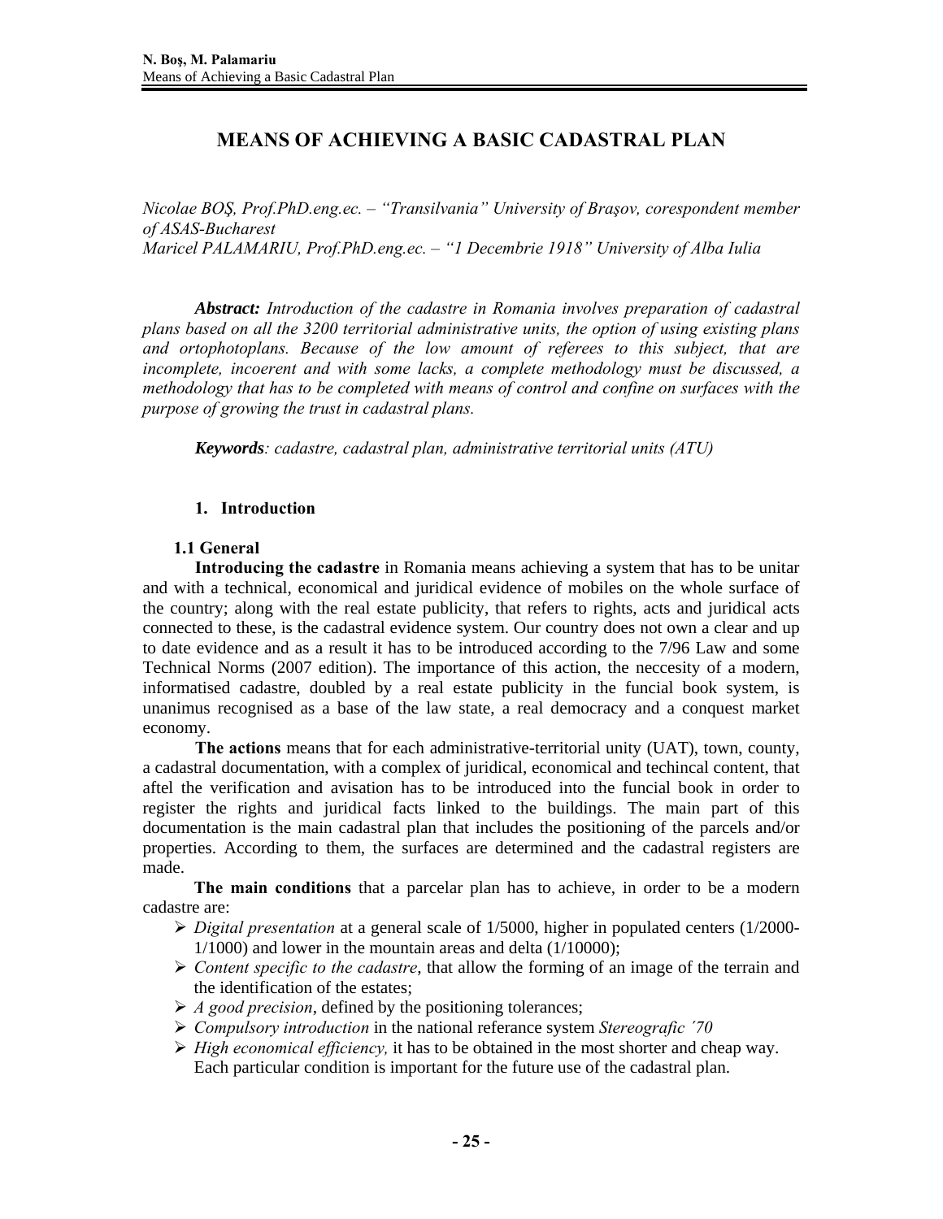# MEANS OF ACHIEVING A BASIC CADASTRAL PLAN

*Nicolae BOŞ, Prof.PhD.eng.ec. – "Transilvania" University of Braşov, corespondent member of ASAS-Bucharest*
*Maricel PALAMARIU, Prof.PhD.eng.ec. – "1 Decembrie 1918" University of Alba Iulia*

***Abstract:*** *Introduction of the cadastre in Romania involves preparation of cadastral plans based on all the 3200 territorial administrative units, the option of using existing plans and ortophotoplans. Because of the low amount of referees to this subject, that are incomplete, incoerent and with some lacks, a complete methodology must be discussed, a methodology that has to be completed with means of control and confine on surfaces with the purpose of growing the trust in cadastral plans.*

***Keywords****: cadastre, cadastral plan, administrative territorial units (ATU)*

## 1. Introduction

### 1.1 General

**Introducing the cadastre** in Romania means achieving a system that has to be unitar and with a technical, economical and juridical evidence of mobiles on the whole surface of the country; along with the real estate publicity, that refers to rights, acts and juridical acts connected to these, is the cadastral evidence system. Our country does not own a clear and up to date evidence and as a result it has to be introduced according to the 7/96 Law and some Technical Norms (2007 edition). The importance of this action, the neccesity of a modern, informatised cadastre, doubled by a real estate publicity in the funcial book system, is unanimus recognised as a base of the law state, a real democracy and a conquest market economy.

**The actions** means that for each administrative-territorial unity (UAT), town, county, a cadastral documentation, with a complex of juridical, economical and techincal content, that aftel the verification and avisation has to be introduced into the funcial book in order to register the rights and juridical facts linked to the buildings. The main part of this documentation is the main cadastral plan that includes the positioning of the parcels and/or properties. According to them, the surfaces are determined and the cadastral registers are made.

**The main conditions** that a parcelar plan has to achieve, in order to be a modern cadastre are:

- *Digital presentation* at a general scale of 1/5000, higher in populated centers (1/2000-1/1000) and lower in the mountain areas and delta (1/10000);
- *Content specific to the cadastre*, that allow the forming of an image of the terrain and the identification of the estates;
- *A good precision*, defined by the positioning tolerances;
- *Compulsory introduction* in the national referance system *Stereografic ´70*
- *High economical efficiency,* it has to be obtained in the most shorter and cheap way. Each particular condition is important for the future use of the cadastral plan.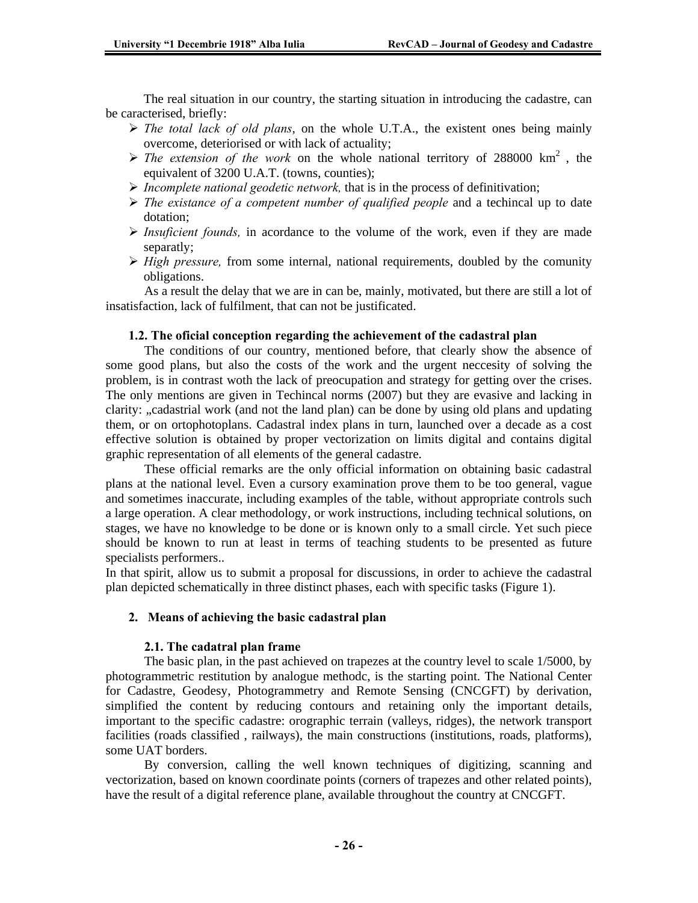The real situation in our country, the starting situation in introducing the cadastre, can be caracterised, briefly:

- *The total lack of old plans*, on the whole U.T.A., the existent ones being mainly overcome, deteriorised or with lack of actuality;
- *The extension of the work* on the whole national territory of 288000 km$^2$ , the equivalent of 3200 U.A.T. (towns, counties);
- *Incomplete national geodetic network,* that is in the process of definitivation;
- *The existance of a competent number of qualified people* and a techincal up to date dotation;
- *Insuficient founds,* in acordance to the volume of the work, even if they are made separatly;
- *High pressure,* from some internal, national requirements, doubled by the comunity obligations.

As a result the delay that we are in can be, mainly, motivated, but there are still a lot of insatisfaction, lack of fulfilment, that can not be justificated.

### 1.2. The oficial conception regarding the achievement of the cadastral plan

The conditions of our country, mentioned before, that clearly show the absence of some good plans, but also the costs of the work and the urgent neccesity of solving the problem, is in contrast woth the lack of preocupation and strategy for getting over the crises. The only mentions are given in Techincal norms (2007) but they are evasive and lacking in clarity: „cadastrial work (and not the land plan) can be done by using old plans and updating them, or on ortophotoplans. Cadastral index plans in turn, launched over a decade as a cost effective solution is obtained by proper vectorization on limits digital and contains digital graphic representation of all elements of the general cadastre.

These official remarks are the only official information on obtaining basic cadastral plans at the national level. Even a cursory examination prove them to be too general, vague and sometimes inaccurate, including examples of the table, without appropriate controls such a large operation. A clear methodology, or work instructions, including technical solutions, on stages, we have no knowledge to be done or is known only to a small circle. Yet such piece should be known to run at least in terms of teaching students to be presented as future specialists performers..

In that spirit, allow us to submit a proposal for discussions, in order to achieve the cadastral plan depicted schematically in three distinct phases, each with specific tasks (Figure 1).

## 2. Means of achieving the basic cadastral plan

### 2.1. The cadatral plan frame

The basic plan, in the past achieved on trapezes at the country level to scale 1/5000, by photogrammetric restitution by analogue methodc, is the starting point. The National Center for Cadastre, Geodesy, Photogrammetry and Remote Sensing (CNCGFT) by derivation, simplified the content by reducing contours and retaining only the important details, important to the specific cadastre: orographic terrain (valleys, ridges), the network transport facilities (roads classified , railways), the main constructions (institutions, roads, platforms), some UAT borders.

By conversion, calling the well known techniques of digitizing, scanning and vectorization, based on known coordinate points (corners of trapezes and other related points), have the result of a digital reference plane, available throughout the country at CNCGFT.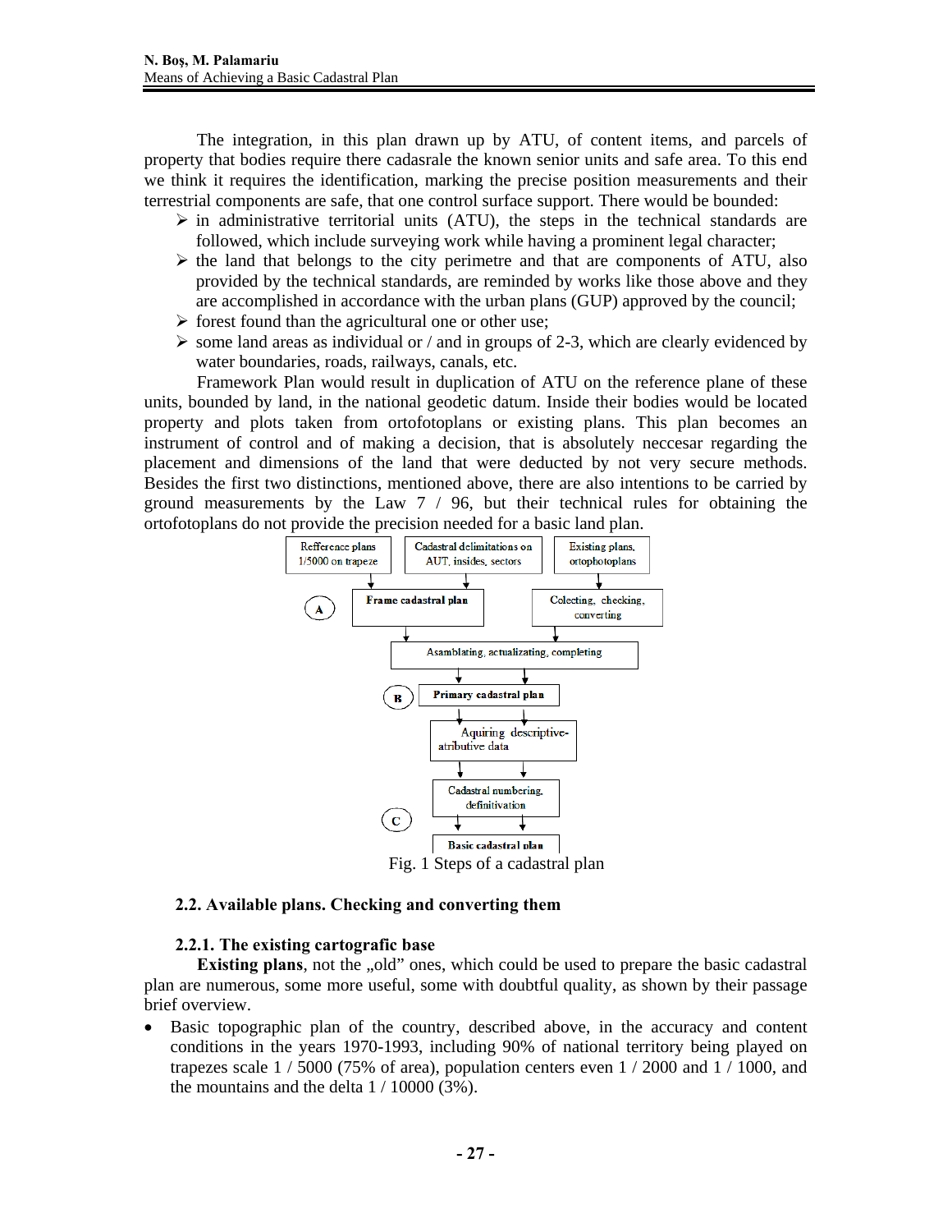The integration, in this plan drawn up by ATU, of content items, and parcels of property that bodies require there cadasrale the known senior units and safe area. To this end we think it requires the identification, marking the precise position measurements and their terrestrial components are safe, that one control surface support. There would be bounded:

- in administrative territorial units (ATU), the steps in the technical standards are followed, which include surveying work while having a prominent legal character;
- the land that belongs to the city perimetre and that are components of ATU, also provided by the technical standards, are reminded by works like those above and they are accomplished in accordance with the urban plans (GUP) approved by the council;
- forest found than the agricultural one or other use;
- some land areas as individual or / and in groups of 2-3, which are clearly evidenced by water boundaries, roads, railways, canals, etc.

Framework Plan would result in duplication of ATU on the reference plane of these units, bounded by land, in the national geodetic datum. Inside their bodies would be located property and plots taken from ortofotoplans or existing plans. This plan becomes an instrument of control and of making a decision, that is absolutely neccesar regarding the placement and dimensions of the land that were deducted by not very secure methods. Besides the first two distinctions, mentioned above, there are also intentions to be carried by ground measurements by the Law 7 / 96, but their technical rules for obtaining the ortofotoplans do not provide the precision needed for a basic land plan.

Refference plans 1/5000 on trapeze → Frame cadastral plan (A)
Cadastral delimitations on AUT, insides, sectors → Frame cadastral plan
Existing plans, ortophotoplans → Colecting, checking, converting
Frame cadastral plan, Colecting, checking, converting → Asamblating, actualizating, completing
→ Primary cadastral plan (B)
→ Aquiring descriptive-atributive data
→ Cadastral numbering, definitivation (C)
→ Basic cadastral plan

Fig. 1 Steps of a cadastral plan

### 2.2. Available plans. Checking and converting them

#### 2.2.1. The existing cartografic base

**Existing plans**, not the „old" ones, which could be used to prepare the basic cadastral plan are numerous, some more useful, some with doubtful quality, as shown by their passage brief overview.

- Basic topographic plan of the country, described above, in the accuracy and content conditions in the years 1970-1993, including 90% of national territory being played on trapezes scale 1 / 5000 (75% of area), population centers even 1 / 2000 and 1 / 1000, and the mountains and the delta 1 / 10000 (3%).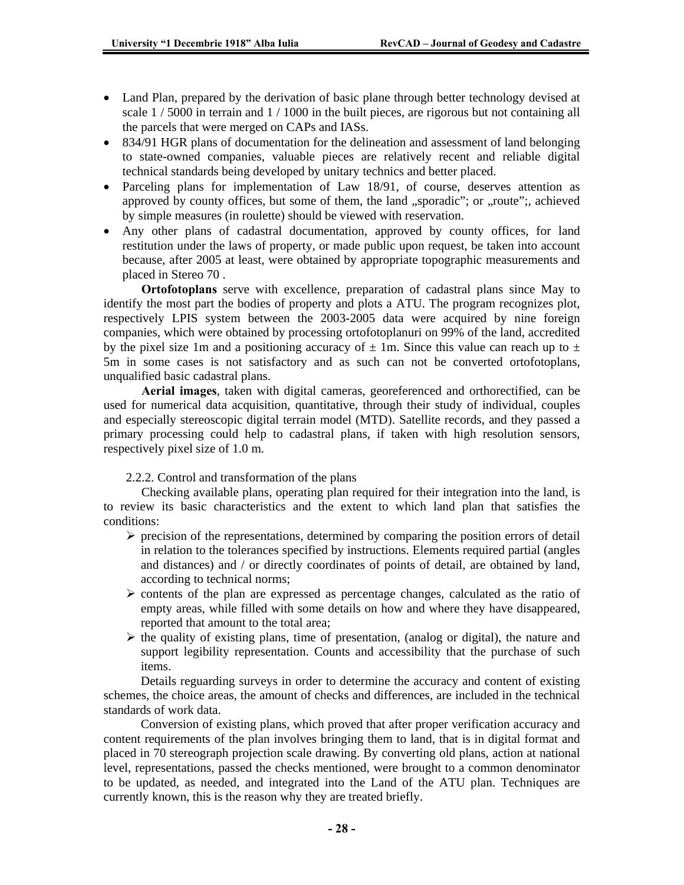- Land Plan, prepared by the derivation of basic plane through better technology devised at scale 1 / 5000 in terrain and 1 / 1000 in the built pieces, are rigorous but not containing all the parcels that were merged on CAPs and IASs.
- 834/91 HGR plans of documentation for the delineation and assessment of land belonging to state-owned companies, valuable pieces are relatively recent and reliable digital technical standards being developed by unitary technics and better placed.
- Parceling plans for implementation of Law 18/91, of course, deserves attention as approved by county offices, but some of them, the land „sporadic"; or „route";, achieved by simple measures (in roulette) should be viewed with reservation.
- Any other plans of cadastral documentation, approved by county offices, for land restitution under the laws of property, or made public upon request, be taken into account because, after 2005 at least, were obtained by appropriate topographic measurements and placed in Stereo 70 .

**Ortofotoplans** serve with excellence, preparation of cadastral plans since May to identify the most part the bodies of property and plots a ATU. The program recognizes plot, respectively LPIS system between the 2003-2005 data were acquired by nine foreign companies, which were obtained by processing ortofotoplanuri on 99% of the land, accredited by the pixel size 1m and a positioning accuracy of ± 1m. Since this value can reach up to ± 5m in some cases is not satisfactory and as such can not be converted ortofotoplans, unqualified basic cadastral plans.

**Aerial images**, taken with digital cameras, georeferenced and orthorectified, can be used for numerical data acquisition, quantitative, through their study of individual, couples and especially stereoscopic digital terrain model (MTD). Satellite records, and they passed a primary processing could help to cadastral plans, if taken with high resolution sensors, respectively pixel size of 1.0 m.

2.2.2. Control and transformation of the plans

Checking available plans, operating plan required for their integration into the land, is to review its basic characteristics and the extent to which land plan that satisfies the conditions:

- precision of the representations, determined by comparing the position errors of detail in relation to the tolerances specified by instructions. Elements required partial (angles and distances) and / or directly coordinates of points of detail, are obtained by land, according to technical norms;
- contents of the plan are expressed as percentage changes, calculated as the ratio of empty areas, while filled with some details on how and where they have disappeared, reported that amount to the total area;
- the quality of existing plans, time of presentation, (analog or digital), the nature and support legibility representation. Counts and accessibility that the purchase of such items.

Details reguarding surveys in order to determine the accuracy and content of existing schemes, the choice areas, the amount of checks and differences, are included in the technical standards of work data.

Conversion of existing plans, which proved that after proper verification accuracy and content requirements of the plan involves bringing them to land, that is in digital format and placed in 70 stereograph projection scale drawing. By converting old plans, action at national level, representations, passed the checks mentioned, were brought to a common denominator to be updated, as needed, and integrated into the Land of the ATU plan. Techniques are currently known, this is the reason why they are treated briefly.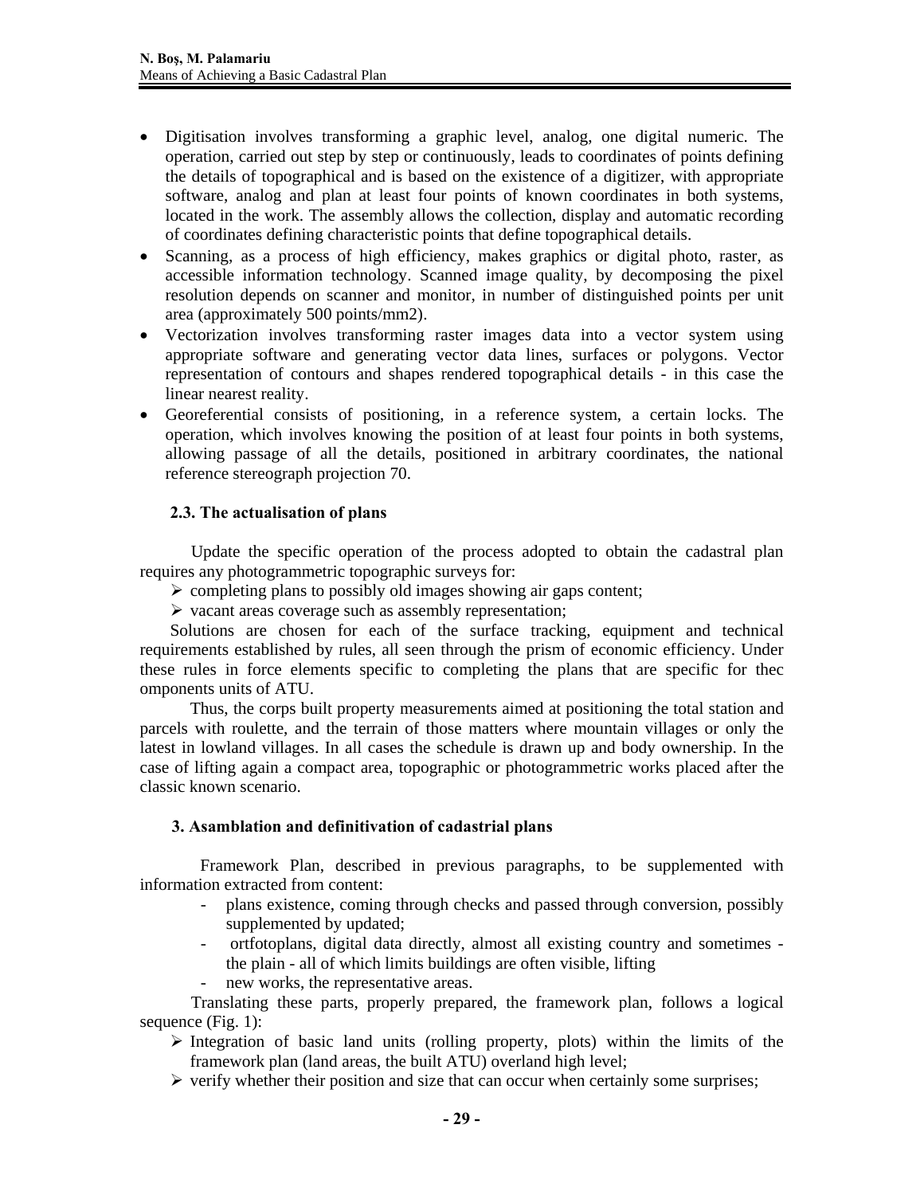- Digitisation involves transforming a graphic level, analog, one digital numeric. The operation, carried out step by step or continuously, leads to coordinates of points defining the details of topographical and is based on the existence of a digitizer, with appropriate software, analog and plan at least four points of known coordinates in both systems, located in the work. The assembly allows the collection, display and automatic recording of coordinates defining characteristic points that define topographical details.
- Scanning, as a process of high efficiency, makes graphics or digital photo, raster, as accessible information technology. Scanned image quality, by decomposing the pixel resolution depends on scanner and monitor, in number of distinguished points per unit area (approximately 500 points/mm2).
- Vectorization involves transforming raster images data into a vector system using appropriate software and generating vector data lines, surfaces or polygons. Vector representation of contours and shapes rendered topographical details - in this case the linear nearest reality.
- Georeferential consists of positioning, in a reference system, a certain locks. The operation, which involves knowing the position of at least four points in both systems, allowing passage of all the details, positioned in arbitrary coordinates, the national reference stereograph projection 70.

### 2.3. The actualisation of plans

Update the specific operation of the process adopted to obtain the cadastral plan requires any photogrammetric topographic surveys for:

- completing plans to possibly old images showing air gaps content;
- vacant areas coverage such as assembly representation;

Solutions are chosen for each of the surface tracking, equipment and technical requirements established by rules, all seen through the prism of economic efficiency. Under these rules in force elements specific to completing the plans that are specific for thec omponents units of ATU.

Thus, the corps built property measurements aimed at positioning the total station and parcels with roulette, and the terrain of those matters where mountain villages or only the latest in lowland villages. In all cases the schedule is drawn up and body ownership. In the case of lifting again a compact area, topographic or photogrammetric works placed after the classic known scenario.

## 3. Asamblation and definitivation of cadastrial plans

Framework Plan, described in previous paragraphs, to be supplemented with information extracted from content:

- plans existence, coming through checks and passed through conversion, possibly supplemented by updated;
- ortfotoplans, digital data directly, almost all existing country and sometimes - the plain - all of which limits buildings are often visible, lifting
- new works, the representative areas.

Translating these parts, properly prepared, the framework plan, follows a logical sequence (Fig. 1):

- Integration of basic land units (rolling property, plots) within the limits of the framework plan (land areas, the built ATU) overland high level;
- verify whether their position and size that can occur when certainly some surprises;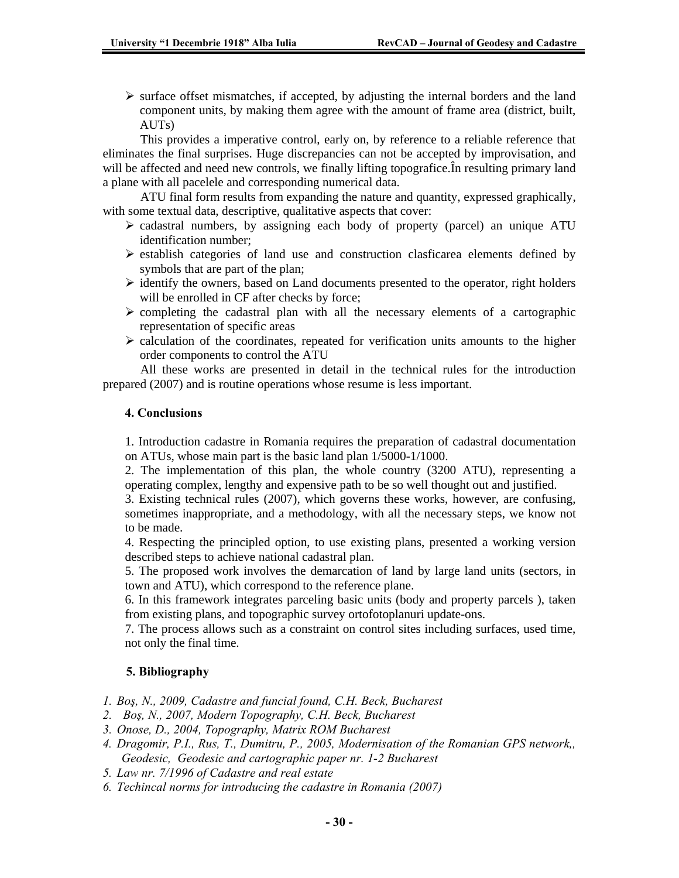- surface offset mismatches, if accepted, by adjusting the internal borders and the land component units, by making them agree with the amount of frame area (district, built, AUTs)

This provides a imperative control, early on, by reference to a reliable reference that eliminates the final surprises. Huge discrepancies can not be accepted by improvisation, and will be affected and need new controls, we finally lifting topografice.În resulting primary land a plane with all pacelele and corresponding numerical data.

ATU final form results from expanding the nature and quantity, expressed graphically, with some textual data, descriptive, qualitative aspects that cover:

- cadastral numbers, by assigning each body of property (parcel) an unique ATU identification number;
- establish categories of land use and construction clasficarea elements defined by symbols that are part of the plan;
- identify the owners, based on Land documents presented to the operator, right holders will be enrolled in CF after checks by force;
- completing the cadastral plan with all the necessary elements of a cartographic representation of specific areas
- calculation of the coordinates, repeated for verification units amounts to the higher order components to control the ATU

All these works are presented in detail in the technical rules for the introduction prepared (2007) and is routine operations whose resume is less important.

## 4. Conclusions

1. Introduction cadastre in Romania requires the preparation of cadastral documentation on ATUs, whose main part is the basic land plan 1/5000-1/1000.
2. The implementation of this plan, the whole country (3200 ATU), representing a operating complex, lengthy and expensive path to be so well thought out and justified.
3. Existing technical rules (2007), which governs these works, however, are confusing, sometimes inappropriate, and a methodology, with all the necessary steps, we know not to be made.
4. Respecting the principled option, to use existing plans, presented a working version described steps to achieve national cadastral plan.
5. The proposed work involves the demarcation of land by large land units (sectors, in town and ATU), which correspond to the reference plane.
6. In this framework integrates parceling basic units (body and property parcels ), taken from existing plans, and topographic survey ortofotoplanuri update-ons.
7. The process allows such as a constraint on control sites including surfaces, used time, not only the final time.

## 5. Bibliography

1. *Boş, N., 2009, Cadastre and funcial found, C.H. Beck, Bucharest*
2. *Boş, N., 2007, Modern Topography, C.H. Beck, Bucharest*
3. *Onose, D., 2004, Topography, Matrix ROM Bucharest*
4. *Dragomir, P.I., Rus, T., Dumitru, P., 2005, Modernisation of the Romanian GPS network,, Geodesic, Geodesic and cartographic paper nr. 1-2 Bucharest*
5. *Law nr. 7/1996 of Cadastre and real estate*
6. *Techincal norms for introducing the cadastre in Romania (2007)*